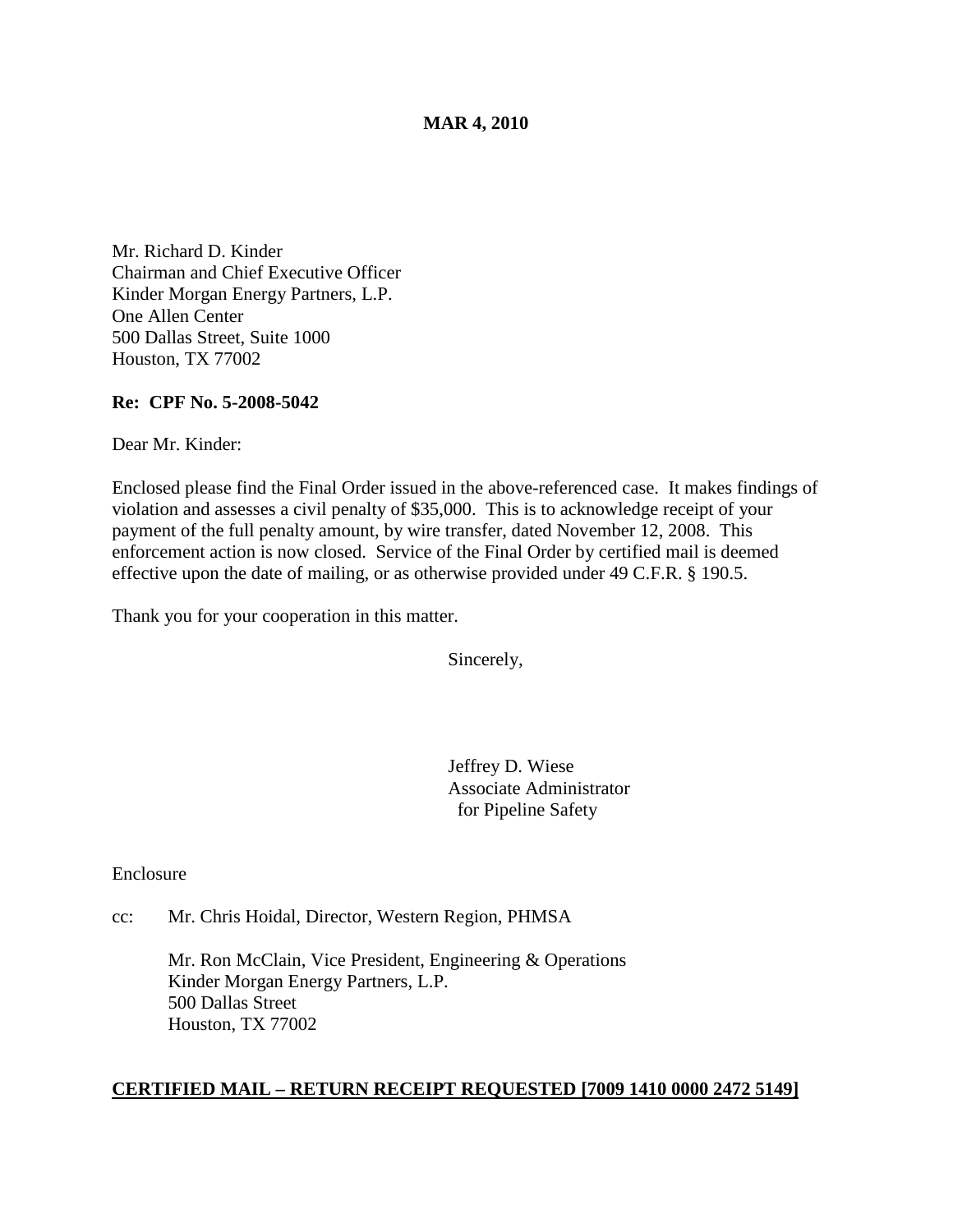**MAR 4, 2010**

Mr. Richard D. Kinder
Chairman and Chief Executive Officer
Kinder Morgan Energy Partners, L.P.
One Allen Center
500 Dallas Street, Suite 1000
Houston, TX 77002

**Re: CPF No. 5-2008-5042**

Dear Mr. Kinder:

Enclosed please find the Final Order issued in the above-referenced case. It makes findings of violation and assesses a civil penalty of $35,000. This is to acknowledge receipt of your payment of the full penalty amount, by wire transfer, dated November 12, 2008. This enforcement action is now closed. Service of the Final Order by certified mail is deemed effective upon the date of mailing, or as otherwise provided under 49 C.F.R. § 190.5.

Thank you for your cooperation in this matter.

Sincerely,

Jeffrey D. Wiese
Associate Administrator
for Pipeline Safety

Enclosure

cc: Mr. Chris Hoidal, Director, Western Region, PHMSA

Mr. Ron McClain, Vice President, Engineering & Operations
Kinder Morgan Energy Partners, L.P.
500 Dallas Street
Houston, TX 77002

**CERTIFIED MAIL – RETURN RECEIPT REQUESTED [7009 1410 0000 2472 5149]**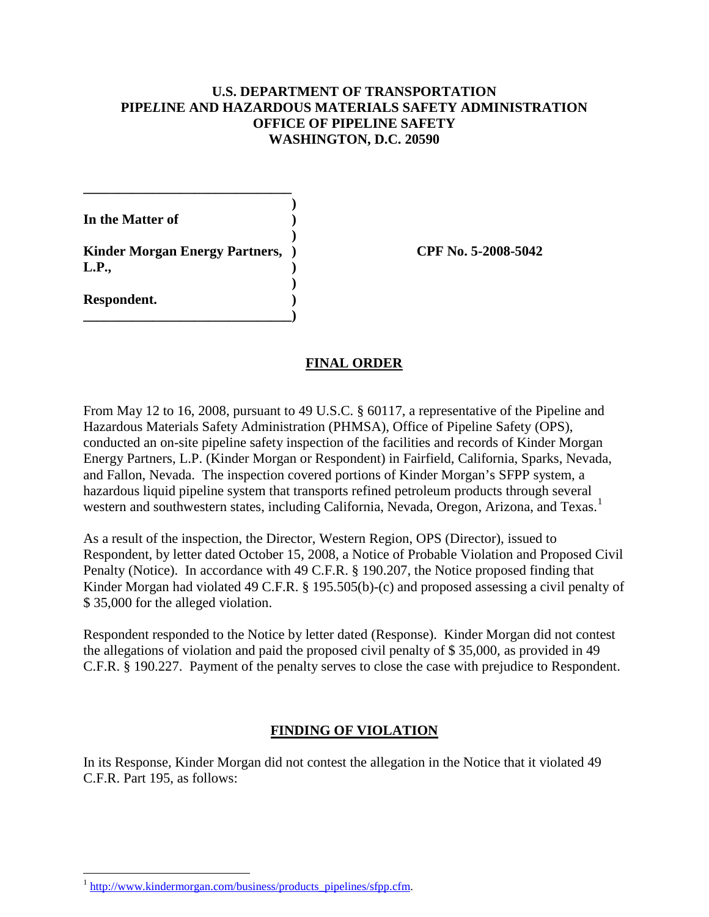**U.S. DEPARTMENT OF TRANSPORTATION**
**PIPELINE AND HAZARDOUS MATERIALS SAFETY ADMINISTRATION**
**OFFICE OF PIPELINE SAFETY**
**WASHINGTON, D.C. 20590**

| | | |
|---|---|---|
| **In the Matter of** | ) | |
| | ) | |
| **Kinder Morgan Energy Partners, L.P.,** | ) | **CPF No. 5-2008-5042** |
| | ) | |
| **Respondent.** | ) | |

## FINAL ORDER

From May 12 to 16, 2008, pursuant to 49 U.S.C. § 60117, a representative of the Pipeline and Hazardous Materials Safety Administration (PHMSA), Office of Pipeline Safety (OPS), conducted an on-site pipeline safety inspection of the facilities and records of Kinder Morgan Energy Partners, L.P. (Kinder Morgan or Respondent) in Fairfield, California, Sparks, Nevada, and Fallon, Nevada. The inspection covered portions of Kinder Morgan's SFPP system, a hazardous liquid pipeline system that transports refined petroleum products through several western and southwestern states, including California, Nevada, Oregon, Arizona, and Texas.[1]

As a result of the inspection, the Director, Western Region, OPS (Director), issued to Respondent, by letter dated October 15, 2008, a Notice of Probable Violation and Proposed Civil Penalty (Notice). In accordance with 49 C.F.R. § 190.207, the Notice proposed finding that Kinder Morgan had violated 49 C.F.R. § 195.505(b)-(c) and proposed assessing a civil penalty of $ 35,000 for the alleged violation.

Respondent responded to the Notice by letter dated (Response). Kinder Morgan did not contest the allegations of violation and paid the proposed civil penalty of $ 35,000, as provided in 49 C.F.R. § 190.227. Payment of the penalty serves to close the case with prejudice to Respondent.

## FINDING OF VIOLATION

In its Response, Kinder Morgan did not contest the allegation in the Notice that it violated 49 C.F.R. Part 195, as follows:

[1] http://www.kindermorgan.com/business/products_pipelines/sfpp.cfm.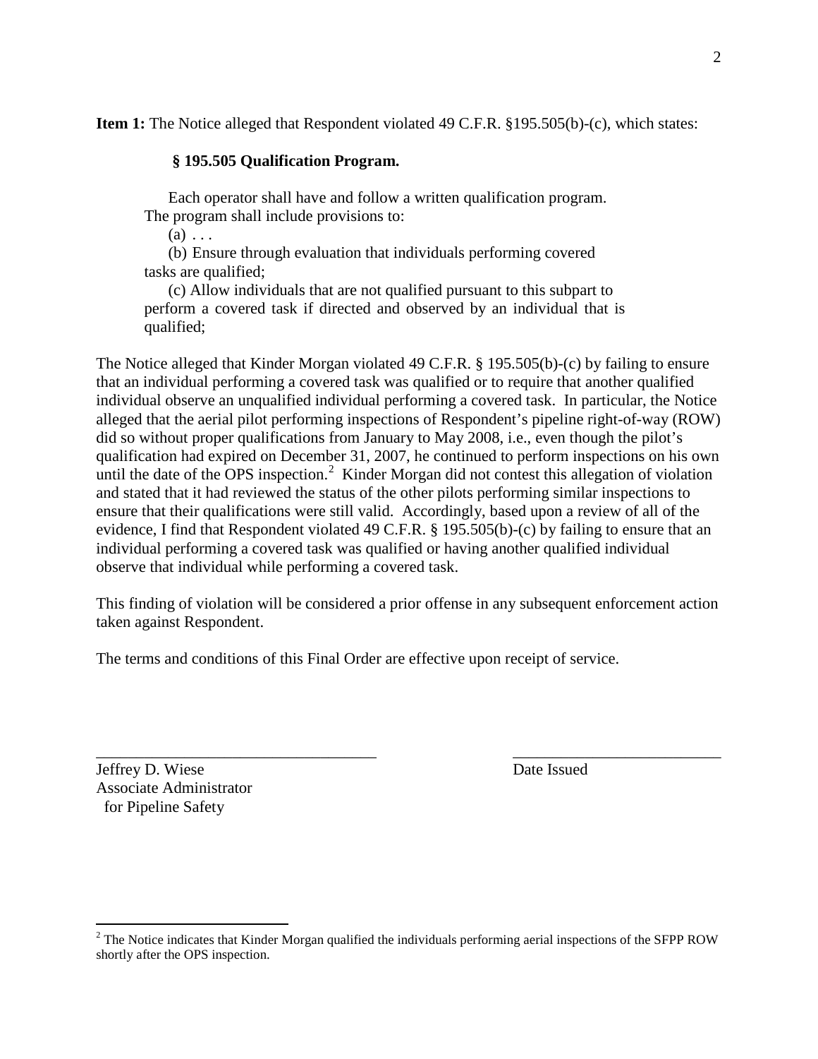**Item 1:** The Notice alleged that Respondent violated 49 C.F.R. §195.505(b)-(c), which states:

> **§ 195.505 Qualification Program.**
>
> Each operator shall have and follow a written qualification program. The program shall include provisions to:
>
> (a) . . .
>
> (b) Ensure through evaluation that individuals performing covered tasks are qualified;
>
> (c) Allow individuals that are not qualified pursuant to this subpart to perform a covered task if directed and observed by an individual that is qualified;

The Notice alleged that Kinder Morgan violated 49 C.F.R. § 195.505(b)-(c) by failing to ensure that an individual performing a covered task was qualified or to require that another qualified individual observe an unqualified individual performing a covered task. In particular, the Notice alleged that the aerial pilot performing inspections of Respondent's pipeline right-of-way (ROW) did so without proper qualifications from January to May 2008, i.e., even though the pilot's qualification had expired on December 31, 2007, he continued to perform inspections on his own until the date of the OPS inspection.[2] Kinder Morgan did not contest this allegation of violation and stated that it had reviewed the status of the other pilots performing similar inspections to ensure that their qualifications were still valid. Accordingly, based upon a review of all of the evidence, I find that Respondent violated 49 C.F.R. § 195.505(b)-(c) by failing to ensure that an individual performing a covered task was qualified or having another qualified individual observe that individual while performing a covered task.

This finding of violation will be considered a prior offense in any subsequent enforcement action taken against Respondent.

The terms and conditions of this Final Order are effective upon receipt of service.

| | |
|---|---|
| ___________________________________ | __________________________ |
| Jeffrey D. Wiese<br>Associate Administrator<br>for Pipeline Safety | Date Issued |

[2] The Notice indicates that Kinder Morgan qualified the individuals performing aerial inspections of the SFPP ROW shortly after the OPS inspection.